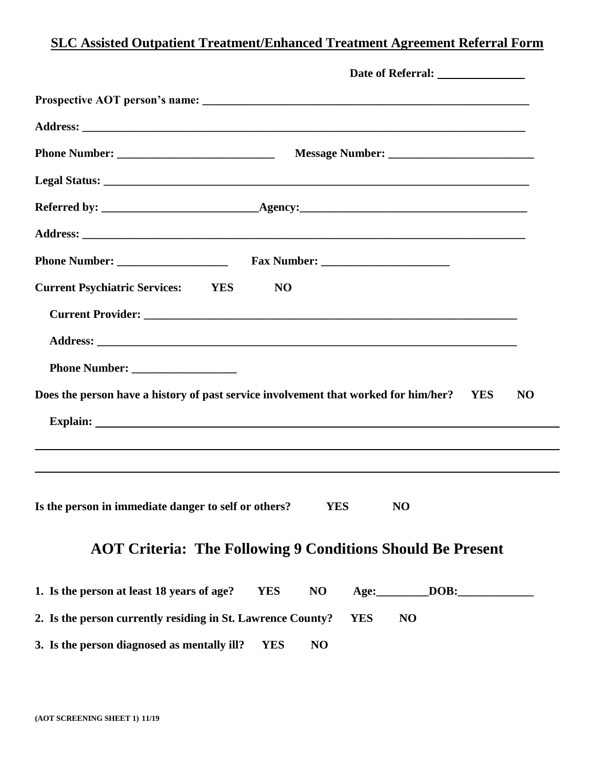# SLC Assisted Outpatient Treatment/Enhanced Treatment Agreement Referral Form

**Date of Referral:** _______________

**Prospective AOT person's name:** _______________________________________________________

**Address:** _____________________________________________________________________________

**Phone Number:** ___________________________ **Message Number:** _________________________

**Legal Status:** __________________________________________________________________________

**Referred by:** ___________________________**Agency:**________________________________________

**Address:** _____________________________________________________________________________

**Phone Number:** ___________________ **Fax Number:** ______________________

**Current Psychiatric Services:** **YES** **NO**

**Current Provider:** ___________________________________________________________________

**Address:** _________________________________________________________________________

**Phone Number:** __________________

**Does the person have a history of past service involvement that worked for him/her?** **YES** **NO**

**Explain:** ____________________________________________________________________________

________________________________________________________________________________________

________________________________________________________________________________________

**Is the person in immediate danger to self or others?** **YES** **NO**

## AOT Criteria: The Following 9 Conditions Should Be Present

1. **Is the person at least 18 years of age?** **YES** **NO** **Age:**_________**DOB:**_____________
2. **Is the person currently residing in St. Lawrence County?** **YES** **NO**
3. **Is the person diagnosed as mentally ill?** **YES** **NO**

**(AOT SCREENING SHEET 1) 11/19**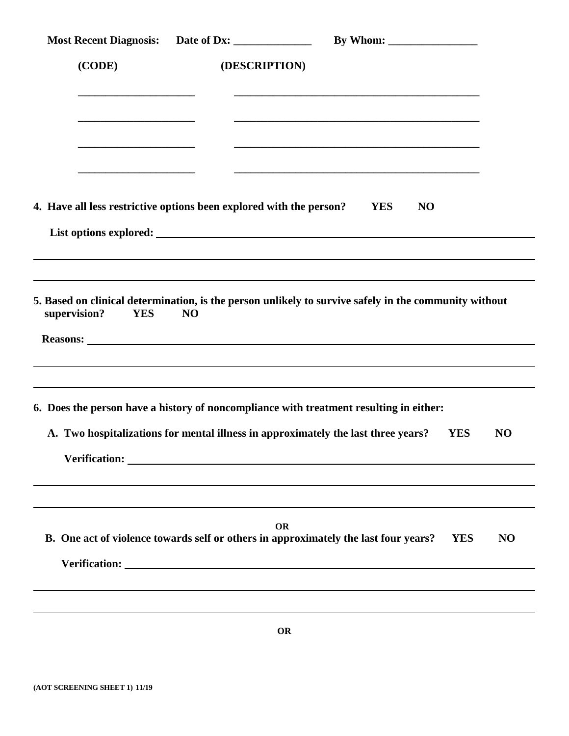**Most Recent Diagnosis:** **Date of Dx:** ______________ **By Whom:** ________________

**(CODE)** **(DESCRIPTION)**

_____________________ _____________________________________________

_____________________ _____________________________________________

_____________________ _____________________________________________

_____________________ _____________________________________________

**4. Have all less restrictive options been explored with the person? YES NO**

**List options explored:** ______________________________________________________________

______________________________________________________________________________________

______________________________________________________________________________________

**5. Based on clinical determination, is the person unlikely to survive safely in the community without supervision? YES NO**

**Reasons:** ______________________________________________________________________________

______________________________________________________________________________________

______________________________________________________________________________________

**6. Does the person have a history of noncompliance with treatment resulting in either:**

**A. Two hospitalizations for mental illness in approximately the last three years? YES NO**

**Verification:** ______________________________________________________________________

______________________________________________________________________________________

______________________________________________________________________________________

**OR**

**B. One act of violence towards self or others in approximately the last four years? YES NO**

**Verification:** ______________________________________________________________________

______________________________________________________________________________________

______________________________________________________________________________________

**OR**

**(AOT SCREENING SHEET 1) 11/19**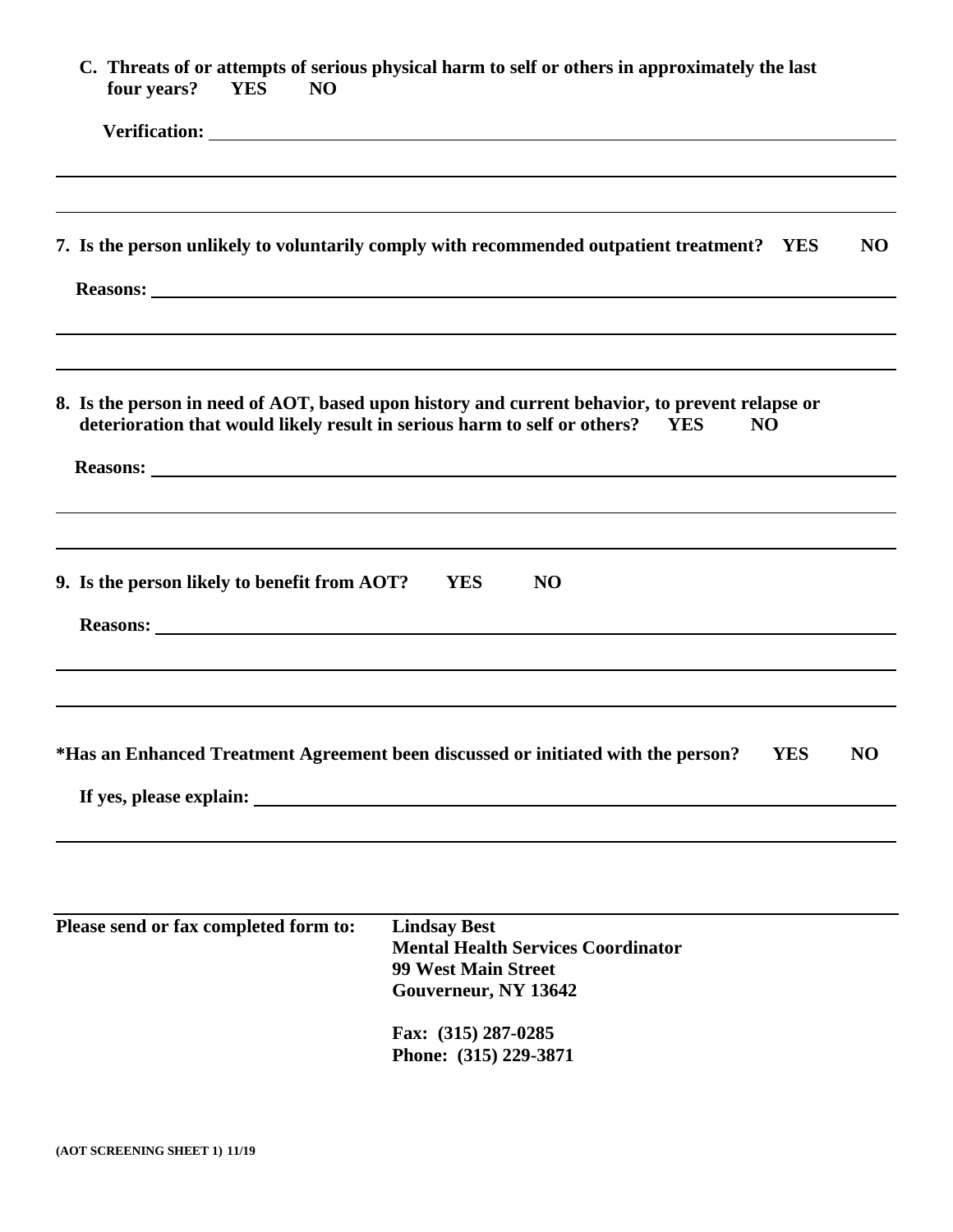**C. Threats of or attempts of serious physical harm to self or others in approximately the last four years? YES NO**

**Verification:** ______________________________________________

______________________________________________

______________________________________________

**7. Is the person unlikely to voluntarily comply with recommended outpatient treatment? YES NO**

**Reasons:** ______________________________________________

______________________________________________

______________________________________________

**8. Is the person in need of AOT, based upon history and current behavior, to prevent relapse or deterioration that would likely result in serious harm to self or others? YES NO**

**Reasons:** ______________________________________________

______________________________________________

______________________________________________

**9. Is the person likely to benefit from AOT? YES NO**

**Reasons:** ______________________________________________

______________________________________________

______________________________________________

**\*Has an Enhanced Treatment Agreement been discussed or initiated with the person? YES NO**

**If yes, please explain:** ______________________________________________

______________________________________________

| | |
|---|---|
| **Please send or fax completed form to:** | **Lindsay Best**<br>**Mental Health Services Coordinator**<br>**99 West Main Street**<br>**Gouverneur, NY 13642**<br><br>**Fax: (315) 287-0285**<br>**Phone: (315) 229-3871** |

**(AOT SCREENING SHEET 1) 11/19**